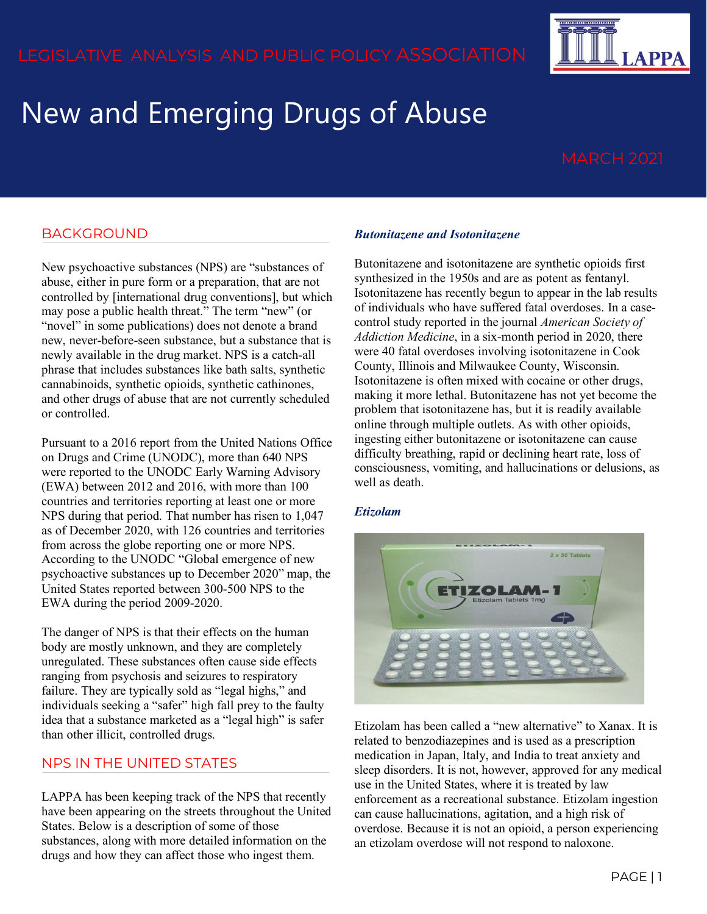LEGISLATIVE ANALYSIS AND PUBLIC POLICY ASSOCIATION

# New and Emerging Drugs of Abuse

MARCH 2021

## BACKGROUND

New psychoactive substances (NPS) are "substances of abuse, either in pure form or a preparation, that are not controlled by [international drug conventions], but which may pose a public health threat." The term "new" (or "novel" in some publications) does not denote a brand new, never-before-seen substance, but a substance that is newly available in the drug market. NPS is a catch-all phrase that includes substances like bath salts, synthetic cannabinoids, synthetic opioids, synthetic cathinones, and other drugs of abuse that are not currently scheduled or controlled.

Pursuant to a 2016 report from the United Nations Office on Drugs and Crime (UNODC), more than 640 NPS were reported to the UNODC Early Warning Advisory (EWA) between 2012 and 2016, with more than 100 countries and territories reporting at least one or more NPS during that period. That number has risen to 1,047 as of December 2020, with 126 countries and territories from across the globe reporting one or more NPS. According to the UNODC "Global emergence of new psychoactive substances up to December 2020" map, the United States reported between 300-500 NPS to the EWA during the period 2009-2020.

The danger of NPS is that their effects on the human body are mostly unknown, and they are completely unregulated. These substances often cause side effects ranging from psychosis and seizures to respiratory failure. They are typically sold as "legal highs," and individuals seeking a "safer" high fall prey to the faulty idea that a substance marketed as a "legal high" is safer than other illicit, controlled drugs.

## NPS IN THE UNITED STATES

LAPPA has been keeping track of the NPS that recently have been appearing on the streets throughout the United States. Below is a description of some of those substances, along with more detailed information on the drugs and how they can affect those who ingest them.

### *Butonitazene and Isotonitazene*

Butonitazene and isotonitazene are synthetic opioids first synthesized in the 1950s and are as potent as fentanyl. Isotonitazene has recently begun to appear in the lab results of individuals who have suffered fatal overdoses. In a case-control study reported in the journal *American Society of Addiction Medicine*, in a six-month period in 2020, there were 40 fatal overdoses involving isotonitazene in Cook County, Illinois and Milwaukee County, Wisconsin. Isotonitazene is often mixed with cocaine or other drugs, making it more lethal. Butonitazene has not yet become the problem that isotonitazene has, but it is readily available online through multiple outlets. As with other opioids, ingesting either butonitazene or isotonitazene can cause difficulty breathing, rapid or declining heart rate, loss of consciousness, vomiting, and hallucinations or delusions, as well as death.

### *Etizolam*

Etizolam has been called a "new alternative" to Xanax. It is related to benzodiazepines and is used as a prescription medication in Japan, Italy, and India to treat anxiety and sleep disorders. It is not, however, approved for any medical use in the United States, where it is treated by law enforcement as a recreational substance. Etizolam ingestion can cause hallucinations, agitation, and a high risk of overdose. Because it is not an opioid, a person experiencing an etizolam overdose will not respond to naloxone.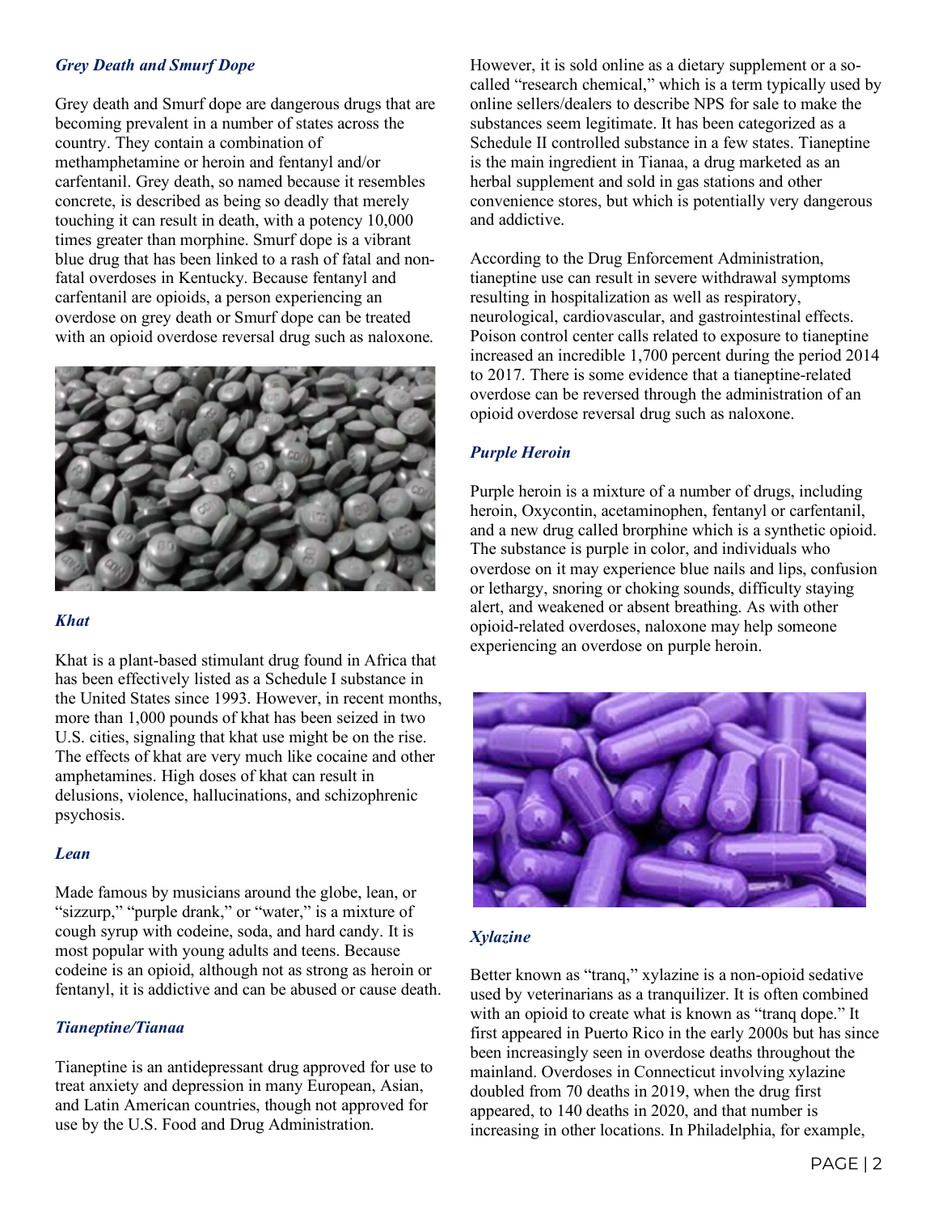### *Grey Death and Smurf Dope*

Grey death and Smurf dope are dangerous drugs that are becoming prevalent in a number of states across the country. They contain a combination of methamphetamine or heroin and fentanyl and/or carfentanil. Grey death, so named because it resembles concrete, is described as being so deadly that merely touching it can result in death, with a potency 10,000 times greater than morphine. Smurf dope is a vibrant blue drug that has been linked to a rash of fatal and non-fatal overdoses in Kentucky. Because fentanyl and carfentanil are opioids, a person experiencing an overdose on grey death or Smurf dope can be treated with an opioid overdose reversal drug such as naloxone.

### *Khat*

Khat is a plant-based stimulant drug found in Africa that has been effectively listed as a Schedule I substance in the United States since 1993. However, in recent months, more than 1,000 pounds of khat has been seized in two U.S. cities, signaling that khat use might be on the rise. The effects of khat are very much like cocaine and other amphetamines. High doses of khat can result in delusions, violence, hallucinations, and schizophrenic psychosis.

### *Lean*

Made famous by musicians around the globe, lean, or "sizzurp," "purple drank," or "water," is a mixture of cough syrup with codeine, soda, and hard candy. It is most popular with young adults and teens. Because codeine is an opioid, although not as strong as heroin or fentanyl, it is addictive and can be abused or cause death.

### *Tianeptine/Tianaa*

Tianeptine is an antidepressant drug approved for use to treat anxiety and depression in many European, Asian, and Latin American countries, though not approved for use by the U.S. Food and Drug Administration. However, it is sold online as a dietary supplement or a so-called "research chemical," which is a term typically used by online sellers/dealers to describe NPS for sale to make the substances seem legitimate. It has been categorized as a Schedule II controlled substance in a few states. Tianeptine is the main ingredient in Tianaa, a drug marketed as an herbal supplement and sold in gas stations and other convenience stores, but which is potentially very dangerous and addictive.

According to the Drug Enforcement Administration, tianeptine use can result in severe withdrawal symptoms resulting in hospitalization as well as respiratory, neurological, cardiovascular, and gastrointestinal effects. Poison control center calls related to exposure to tianeptine increased an incredible 1,700 percent during the period 2014 to 2017. There is some evidence that a tianeptine-related overdose can be reversed through the administration of an opioid overdose reversal drug such as naloxone.

### *Purple Heroin*

Purple heroin is a mixture of a number of drugs, including heroin, Oxycontin, acetaminophen, fentanyl or carfentanil, and a new drug called brorphine which is a synthetic opioid. The substance is purple in color, and individuals who overdose on it may experience blue nails and lips, confusion or lethargy, snoring or choking sounds, difficulty staying alert, and weakened or absent breathing. As with other opioid-related overdoses, naloxone may help someone experiencing an overdose on purple heroin.

### *Xylazine*

Better known as "tranq," xylazine is a non-opioid sedative used by veterinarians as a tranquilizer. It is often combined with an opioid to create what is known as "tranq dope." It first appeared in Puerto Rico in the early 2000s but has since been increasingly seen in overdose deaths throughout the mainland. Overdoses in Connecticut involving xylazine doubled from 70 deaths in 2019, when the drug first appeared, to 140 deaths in 2020, and that number is increasing in other locations. In Philadelphia, for example,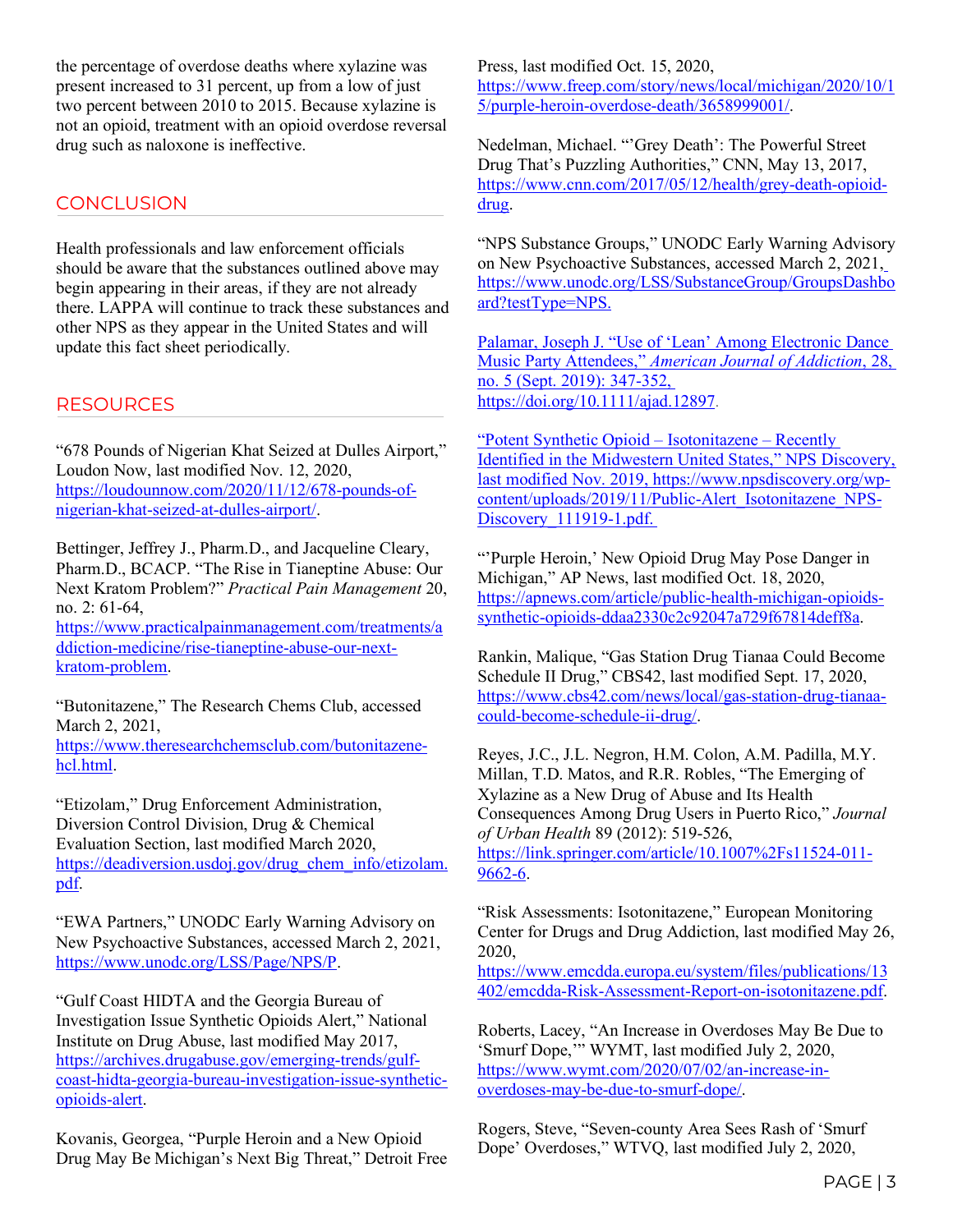the percentage of overdose deaths where xylazine was present increased to 31 percent, up from a low of just two percent between 2010 to 2015. Because xylazine is not an opioid, treatment with an opioid overdose reversal drug such as naloxone is ineffective.

## CONCLUSION

Health professionals and law enforcement officials should be aware that the substances outlined above may begin appearing in their areas, if they are not already there. LAPPA will continue to track these substances and other NPS as they appear in the United States and will update this fact sheet periodically.

## RESOURCES

"678 Pounds of Nigerian Khat Seized at Dulles Airport," Loudon Now, last modified Nov. 12, 2020, https://loudounnow.com/2020/11/12/678-pounds-of-nigerian-khat-seized-at-dulles-airport/.

Bettinger, Jeffrey J., Pharm.D., and Jacqueline Cleary, Pharm.D., BCACP. "The Rise in Tianeptine Abuse: Our Next Kratom Problem?" *Practical Pain Management* 20, no. 2: 61-64, https://www.practicalpainmanagement.com/treatments/addiction-medicine/rise-tianeptine-abuse-our-next-kratom-problem.

"Butonitazene," The Research Chems Club, accessed March 2, 2021, https://www.theresearchchemsclub.com/butonitazene-hcl.html.

"Etizolam," Drug Enforcement Administration, Diversion Control Division, Drug & Chemical Evaluation Section, last modified March 2020, https://deadiversion.usdoj.gov/drug_chem_info/etizolam.pdf.

"EWA Partners," UNODC Early Warning Advisory on New Psychoactive Substances, accessed March 2, 2021, https://www.unodc.org/LSS/Page/NPS/P.

"Gulf Coast HIDTA and the Georgia Bureau of Investigation Issue Synthetic Opioids Alert," National Institute on Drug Abuse, last modified May 2017, https://archives.drugabuse.gov/emerging-trends/gulf-coast-hidta-georgia-bureau-investigation-issue-synthetic-opioids-alert.

Kovanis, Georgea, "Purple Heroin and a New Opioid Drug May Be Michigan's Next Big Threat," Detroit Free Press, last modified Oct. 15, 2020, https://www.freep.com/story/news/local/michigan/2020/10/15/purple-heroin-overdose-death/3658999001/.

Nedelman, Michael. "'Grey Death': The Powerful Street Drug That's Puzzling Authorities," CNN, May 13, 2017, https://www.cnn.com/2017/05/12/health/grey-death-opioid-drug.

"NPS Substance Groups," UNODC Early Warning Advisory on New Psychoactive Substances, accessed March 2, 2021, https://www.unodc.org/LSS/SubstanceGroup/GroupsDashboard?testType=NPS.

Palamar, Joseph J. "Use of 'Lean' Among Electronic Dance Music Party Attendees," *American Journal of Addiction*, 28, no. 5 (Sept. 2019): 347-352, https://doi.org/10.1111/ajad.12897.

"Potent Synthetic Opioid – Isotonitazene – Recently Identified in the Midwestern United States," NPS Discovery, last modified Nov. 2019, https://www.npsdiscovery.org/wp-content/uploads/2019/11/Public-Alert_Isotonitazene_NPS-Discovery_111919-1.pdf.

"'Purple Heroin,' New Opioid Drug May Pose Danger in Michigan," AP News, last modified Oct. 18, 2020, https://apnews.com/article/public-health-michigan-opioids-synthetic-opioids-ddaa2330c2c92047a729f67814deff8a.

Rankin, Malique, "Gas Station Drug Tianaa Could Become Schedule II Drug," CBS42, last modified Sept. 17, 2020, https://www.cbs42.com/news/local/gas-station-drug-tianaa-could-become-schedule-ii-drug/.

Reyes, J.C., J.L. Negron, H.M. Colon, A.M. Padilla, M.Y. Millan, T.D. Matos, and R.R. Robles, "The Emerging of Xylazine as a New Drug of Abuse and Its Health Consequences Among Drug Users in Puerto Rico," *Journal of Urban Health* 89 (2012): 519-526, https://link.springer.com/article/10.1007%2Fs11524-011-9662-6.

"Risk Assessments: Isotonitazene," European Monitoring Center for Drugs and Drug Addiction, last modified May 26, 2020, https://www.emcdda.europa.eu/system/files/publications/13402/emcdda-Risk-Assessment-Report-on-isotonitazene.pdf.

Roberts, Lacey, "An Increase in Overdoses May Be Due to 'Smurf Dope,'" WYMT, last modified July 2, 2020, https://www.wymt.com/2020/07/02/an-increase-in-overdoses-may-be-due-to-smurf-dope/.

Rogers, Steve, "Seven-county Area Sees Rash of 'Smurf Dope' Overdoses," WTVQ, last modified July 2, 2020,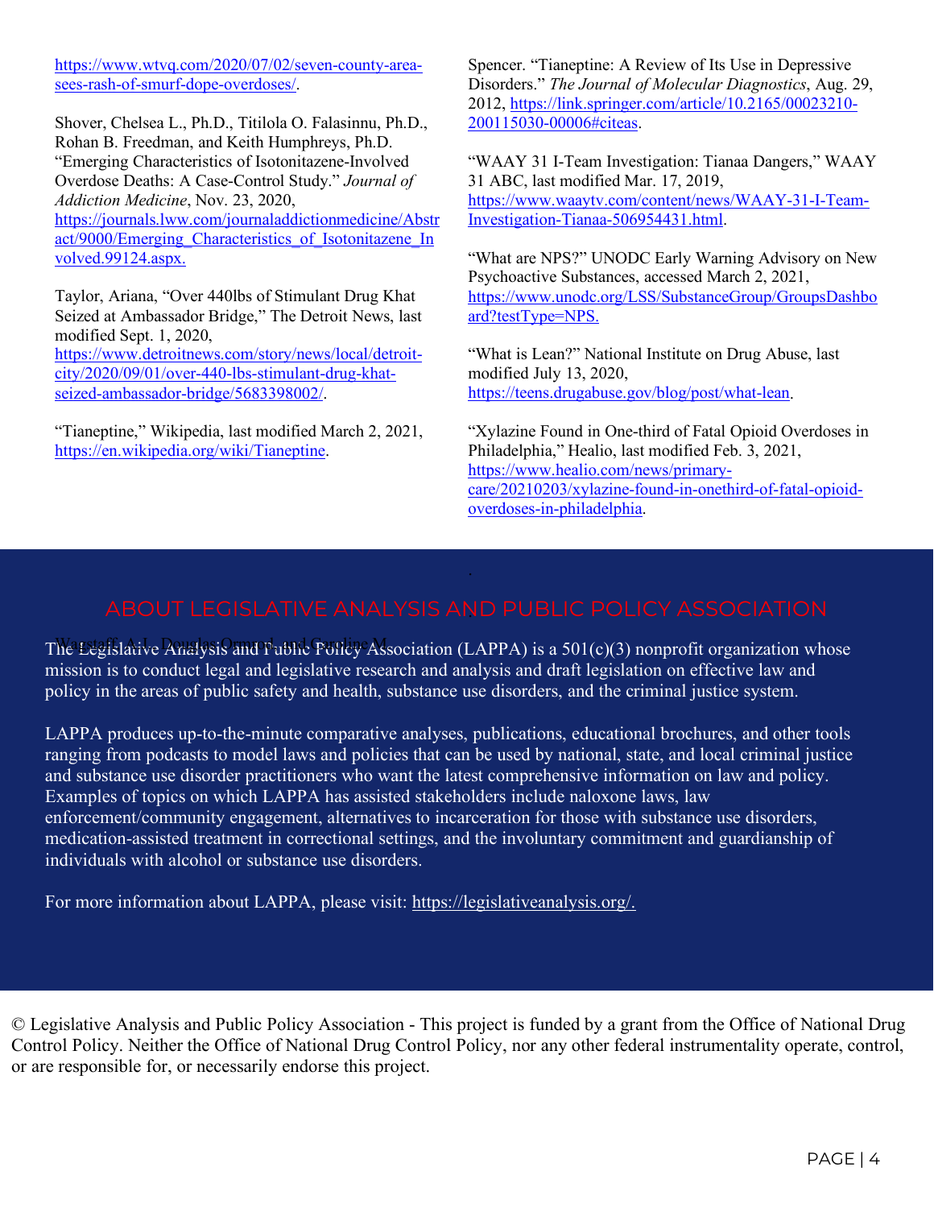https://www.wtvq.com/2020/07/02/seven-county-area-sees-rash-of-smurf-dope-overdoses/.

Shover, Chelsea L., Ph.D., Titilola O. Falasinnu, Ph.D., Rohan B. Freedman, and Keith Humphreys, Ph.D. "Emerging Characteristics of Isotonitazene-Involved Overdose Deaths: A Case-Control Study." *Journal of Addiction Medicine*, Nov. 23, 2020, https://journals.lww.com/journaladdictionmedicine/Abstract/9000/Emerging_Characteristics_of_Isotonitazene_Involved.99124.aspx.

Taylor, Ariana, "Over 440lbs of Stimulant Drug Khat Seized at Ambassador Bridge," The Detroit News, last modified Sept. 1, 2020, https://www.detroitnews.com/story/news/local/detroit-city/2020/09/01/over-440-lbs-stimulant-drug-khat-seized-ambassador-bridge/5683398002/.

"Tianeptine," Wikipedia, last modified March 2, 2021, https://en.wikipedia.org/wiki/Tianeptine.

Wagstaff, A.J., Douglas Ormrod, and Caroline M. Spencer. "Tianeptine: A Review of Its Use in Depressive Disorders." *The Journal of Molecular Diagnostics*, Aug. 29, 2012, https://link.springer.com/article/10.2165/00023210-200115030-00006#citeas.

"WAAY 31 I-Team Investigation: Tianaa Dangers," WAAY 31 ABC, last modified Mar. 17, 2019, https://www.waaytv.com/content/news/WAAY-31-I-Team-Investigation-Tianaa-506954431.html.

"What are NPS?" UNODC Early Warning Advisory on New Psychoactive Substances, accessed March 2, 2021, https://www.unodc.org/LSS/SubstanceGroup/GroupsDashboard?testType=NPS.

"What is Lean?" National Institute on Drug Abuse, last modified July 13, 2020, https://teens.drugabuse.gov/blog/post/what-lean.

"Xylazine Found in One-third of Fatal Opioid Overdoses in Philadelphia," Healio, last modified Feb. 3, 2021, https://www.healio.com/news/primary-care/20210203/xylazine-found-in-onethird-of-fatal-opioid-overdoses-in-philadelphia.

## ABOUT LEGISLATIVE ANALYSIS AND PUBLIC POLICY ASSOCIATION

The Legislative Analysis and Public Policy Association (LAPPA) is a 501(c)(3) nonprofit organization whose mission is to conduct legal and legislative research and analysis and draft legislation on effective law and policy in the areas of public safety and health, substance use disorders, and the criminal justice system.

LAPPA produces up-to-the-minute comparative analyses, publications, educational brochures, and other tools ranging from podcasts to model laws and policies that can be used by national, state, and local criminal justice and substance use disorder practitioners who want the latest comprehensive information on law and policy. Examples of topics on which LAPPA has assisted stakeholders include naloxone laws, law enforcement/community engagement, alternatives to incarceration for those with substance use disorders, medication-assisted treatment in correctional settings, and the involuntary commitment and guardianship of individuals with alcohol or substance use disorders.

For more information about LAPPA, please visit: https://legislativeanalysis.org/.

© Legislative Analysis and Public Policy Association - This project is funded by a grant from the Office of National Drug Control Policy. Neither the Office of National Drug Control Policy, nor any other federal instrumentality operate, control, or are responsible for, or necessarily endorse this project.